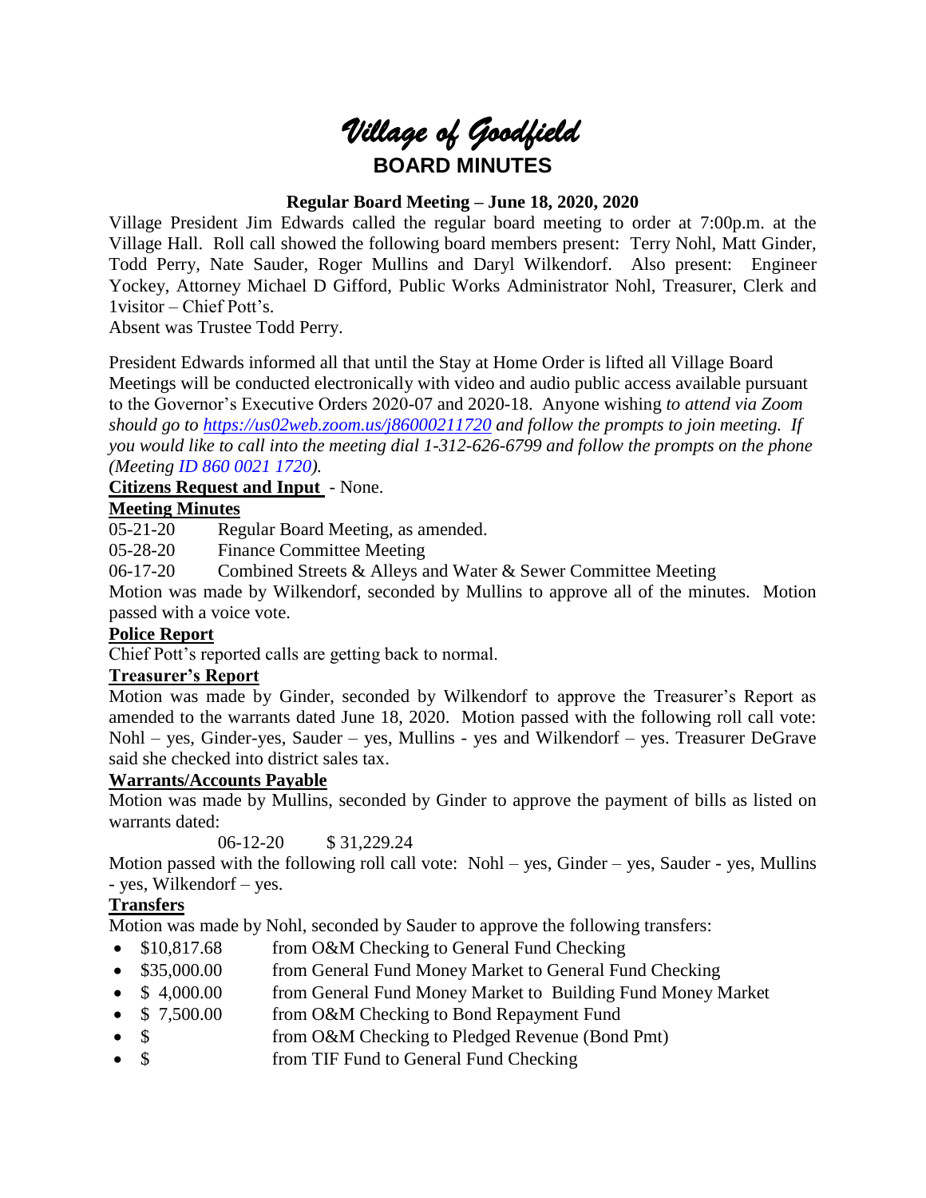# *Village of Goodfield*

## BOARD MINUTES

**Regular Board Meeting – June 18, 2020, 2020**

Village President Jim Edwards called the regular board meeting to order at 7:00p.m. at the Village Hall. Roll call showed the following board members present: Terry Nohl, Matt Ginder, Todd Perry, Nate Sauder, Roger Mullins and Daryl Wilkendorf. Also present: Engineer Yockey, Attorney Michael D Gifford, Public Works Administrator Nohl, Treasurer, Clerk and 1visitor – Chief Pott's.

Absent was Trustee Todd Perry.

President Edwards informed all that until the Stay at Home Order is lifted all Village Board Meetings will be conducted electronically with video and audio public access available pursuant to the Governor's Executive Orders 2020-07 and 2020-18. Anyone wishing *to attend via Zoom should go to https://us02web.zoom.us/j86000211720 and follow the prompts to join meeting. If you would like to call into the meeting dial 1-312-626-6799 and follow the prompts on the phone (Meeting ID 860 0021 1720).*

**Citizens Request and Input** - None.

**Meeting Minutes**

05-21-20 Regular Board Meeting, as amended.

05-28-20 Finance Committee Meeting

06-17-20 Combined Streets & Alleys and Water & Sewer Committee Meeting

Motion was made by Wilkendorf, seconded by Mullins to approve all of the minutes. Motion passed with a voice vote.

**Police Report**

Chief Pott's reported calls are getting back to normal.

**Treasurer's Report**

Motion was made by Ginder, seconded by Wilkendorf to approve the Treasurer's Report as amended to the warrants dated June 18, 2020. Motion passed with the following roll call vote: Nohl – yes, Ginder-yes, Sauder – yes, Mullins - yes and Wilkendorf – yes. Treasurer DeGrave said she checked into district sales tax.

**Warrants/Accounts Payable**

Motion was made by Mullins, seconded by Ginder to approve the payment of bills as listed on warrants dated:

06-12-20 $ 31,229.24

Motion passed with the following roll call vote: Nohl – yes, Ginder – yes, Sauder - yes, Mullins - yes, Wilkendorf – yes.

**Transfers**

Motion was made by Nohl, seconded by Sauder to approve the following transfers:

- $10,817.68 from O&M Checking to General Fund Checking
- $35,000.00 from General Fund Money Market to General Fund Checking
- $ 4,000.00 from General Fund Money Market to Building Fund Money Market
- $ 7,500.00 from O&M Checking to Bond Repayment Fund
- $ from O&M Checking to Pledged Revenue (Bond Pmt)
- $ from TIF Fund to General Fund Checking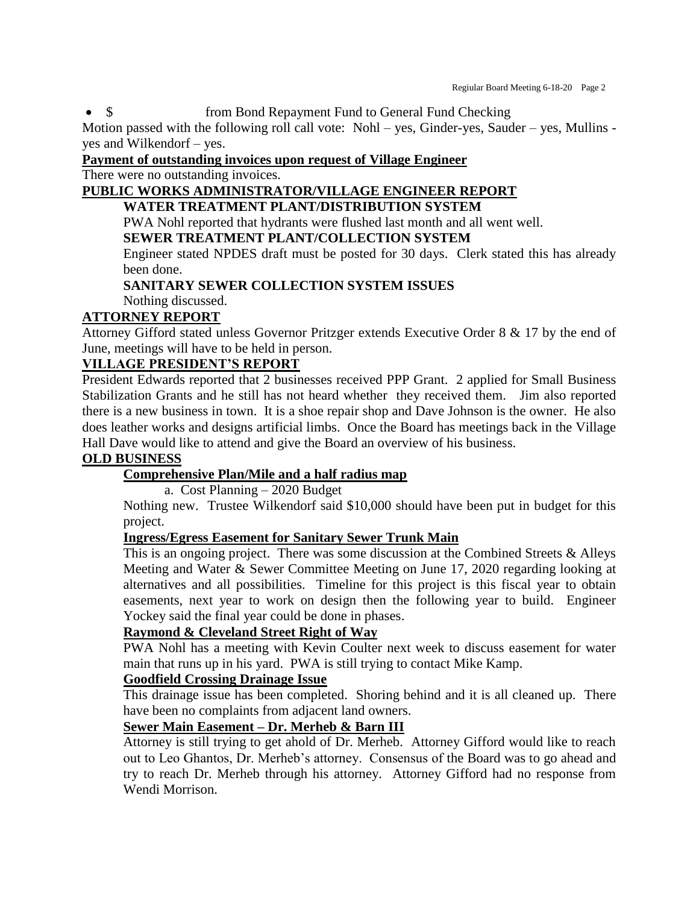- $ from Bond Repayment Fund to General Fund Checking

Motion passed with the following roll call vote: Nohl – yes, Ginder-yes, Sauder – yes, Mullins - yes and Wilkendorf – yes.

**Payment of outstanding invoices upon request of Village Engineer**

There were no outstanding invoices.

## PUBLIC WORKS ADMINISTRATOR/VILLAGE ENGINEER REPORT

### WATER TREATMENT PLANT/DISTRIBUTION SYSTEM

PWA Nohl reported that hydrants were flushed last month and all went well.

### SEWER TREATMENT PLANT/COLLECTION SYSTEM

Engineer stated NPDES draft must be posted for 30 days. Clerk stated this has already been done.

### SANITARY SEWER COLLECTION SYSTEM ISSUES

Nothing discussed.

## ATTORNEY REPORT

Attorney Gifford stated unless Governor Pritzger extends Executive Order 8 & 17 by the end of June, meetings will have to be held in person.

## VILLAGE PRESIDENT'S REPORT

President Edwards reported that 2 businesses received PPP Grant. 2 applied for Small Business Stabilization Grants and he still has not heard whether they received them. Jim also reported there is a new business in town. It is a shoe repair shop and Dave Johnson is the owner. He also does leather works and designs artificial limbs. Once the Board has meetings back in the Village Hall Dave would like to attend and give the Board an overview of his business.

## OLD BUSINESS

### Comprehensive Plan/Mile and a half radius map

a. Cost Planning – 2020 Budget

Nothing new. Trustee Wilkendorf said $10,000 should have been put in budget for this project.

### Ingress/Egress Easement for Sanitary Sewer Trunk Main

This is an ongoing project. There was some discussion at the Combined Streets & Alleys Meeting and Water & Sewer Committee Meeting on June 17, 2020 regarding looking at alternatives and all possibilities. Timeline for this project is this fiscal year to obtain easements, next year to work on design then the following year to build. Engineer Yockey said the final year could be done in phases.

### Raymond & Cleveland Street Right of Way

PWA Nohl has a meeting with Kevin Coulter next week to discuss easement for water main that runs up in his yard. PWA is still trying to contact Mike Kamp.

### Goodfield Crossing Drainage Issue

This drainage issue has been completed. Shoring behind and it is all cleaned up. There have been no complaints from adjacent land owners.

### Sewer Main Easement – Dr. Merheb & Barn III

Attorney is still trying to get ahold of Dr. Merheb. Attorney Gifford would like to reach out to Leo Ghantos, Dr. Merheb's attorney. Consensus of the Board was to go ahead and try to reach Dr. Merheb through his attorney. Attorney Gifford had no response from Wendi Morrison.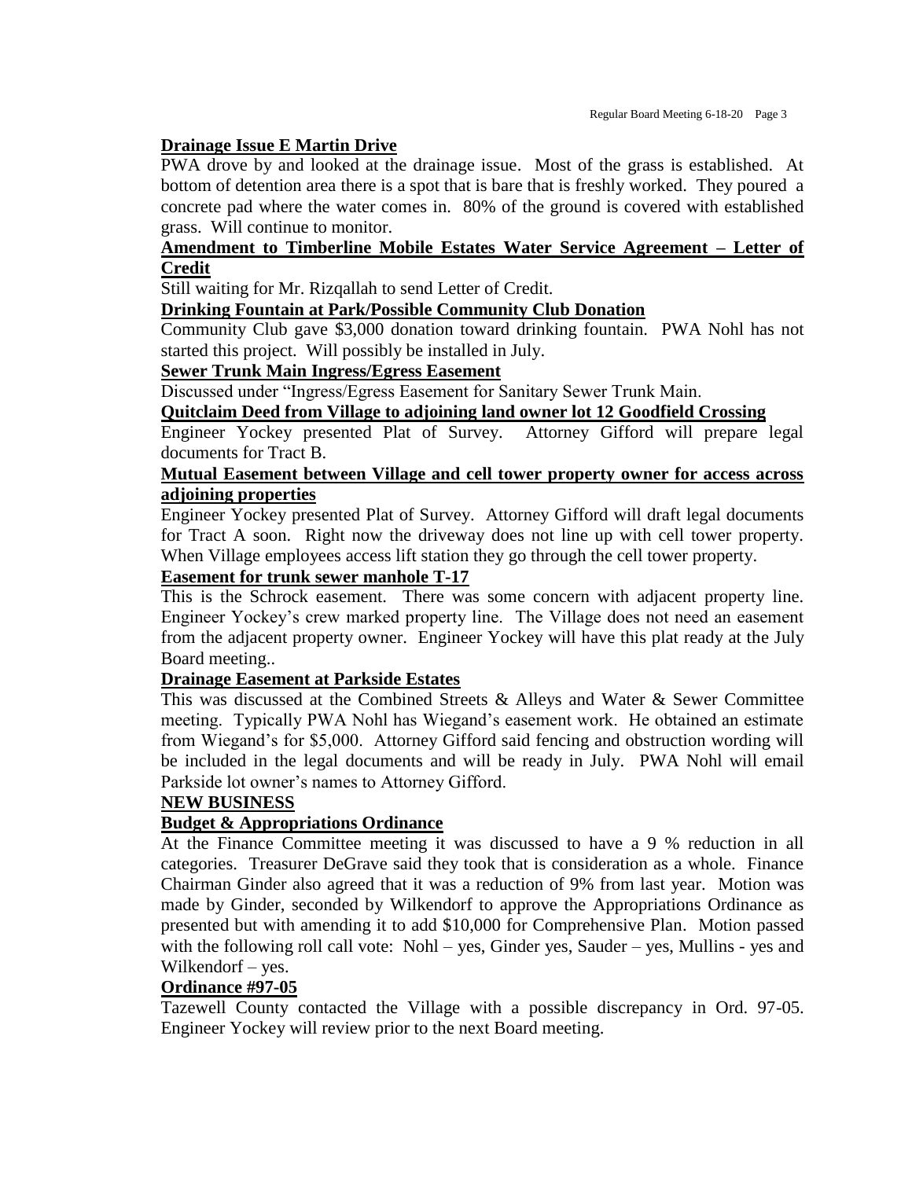**Drainage Issue E Martin Drive**

PWA drove by and looked at the drainage issue. Most of the grass is established. At bottom of detention area there is a spot that is bare that is freshly worked. They poured a concrete pad where the water comes in. 80% of the ground is covered with established grass. Will continue to monitor.

**Amendment to Timberline Mobile Estates Water Service Agreement – Letter of Credit**

Still waiting for Mr. Rizqallah to send Letter of Credit.

**Drinking Fountain at Park/Possible Community Club Donation**

Community Club gave $3,000 donation toward drinking fountain. PWA Nohl has not started this project. Will possibly be installed in July.

**Sewer Trunk Main Ingress/Egress Easement**

Discussed under "Ingress/Egress Easement for Sanitary Sewer Trunk Main.

**Quitclaim Deed from Village to adjoining land owner lot 12 Goodfield Crossing**

Engineer Yockey presented Plat of Survey. Attorney Gifford will prepare legal documents for Tract B.

**Mutual Easement between Village and cell tower property owner for access across adjoining properties**

Engineer Yockey presented Plat of Survey. Attorney Gifford will draft legal documents for Tract A soon. Right now the driveway does not line up with cell tower property. When Village employees access lift station they go through the cell tower property.

**Easement for trunk sewer manhole T-17**

This is the Schrock easement. There was some concern with adjacent property line. Engineer Yockey's crew marked property line. The Village does not need an easement from the adjacent property owner. Engineer Yockey will have this plat ready at the July Board meeting..

**Drainage Easement at Parkside Estates**

This was discussed at the Combined Streets & Alleys and Water & Sewer Committee meeting. Typically PWA Nohl has Wiegand's easement work. He obtained an estimate from Wiegand's for $5,000. Attorney Gifford said fencing and obstruction wording will be included in the legal documents and will be ready in July. PWA Nohl will email Parkside lot owner's names to Attorney Gifford.

**NEW BUSINESS**

**Budget & Appropriations Ordinance**

At the Finance Committee meeting it was discussed to have a 9 % reduction in all categories. Treasurer DeGrave said they took that is consideration as a whole. Finance Chairman Ginder also agreed that it was a reduction of 9% from last year. Motion was made by Ginder, seconded by Wilkendorf to approve the Appropriations Ordinance as presented but with amending it to add $10,000 for Comprehensive Plan. Motion passed with the following roll call vote: Nohl – yes, Ginder yes, Sauder – yes, Mullins - yes and Wilkendorf – yes.

**Ordinance #97-05**

Tazewell County contacted the Village with a possible discrepancy in Ord. 97-05. Engineer Yockey will review prior to the next Board meeting.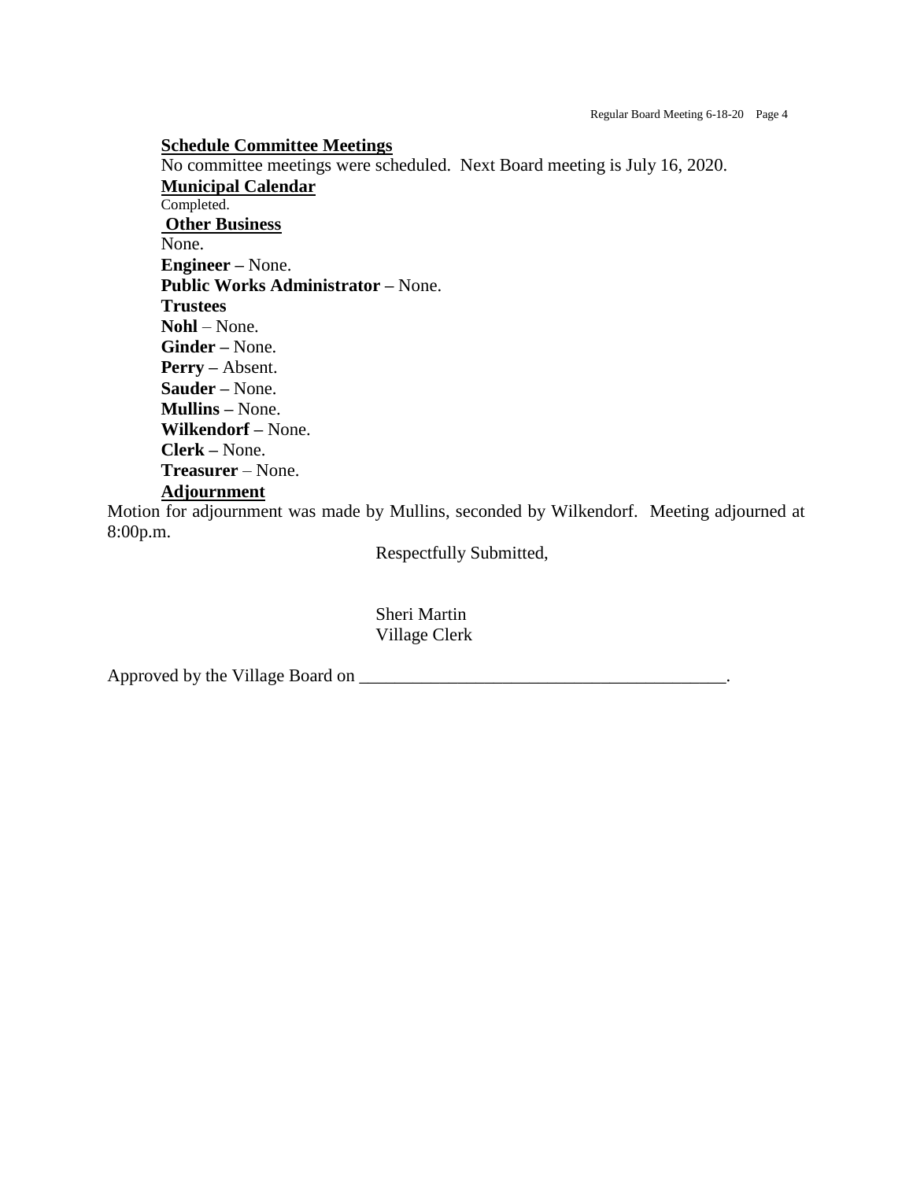**Schedule Committee Meetings**

No committee meetings were scheduled. Next Board meeting is July 16, 2020.

**Municipal Calendar**

Completed.

**Other Business**

None.

**Engineer –** None.

**Public Works Administrator –** None.

**Trustees**

**Nohl** – None.

**Ginder –** None.

**Perry –** Absent.

**Sauder –** None.

**Mullins –** None.

**Wilkendorf –** None.

**Clerk –** None.

**Treasurer** – None.

**Adjournment**

Motion for adjournment was made by Mullins, seconded by Wilkendorf. Meeting adjourned at 8:00p.m.

Respectfully Submitted,

Sheri Martin
Village Clerk

Approved by the Village Board on _________________________________________.